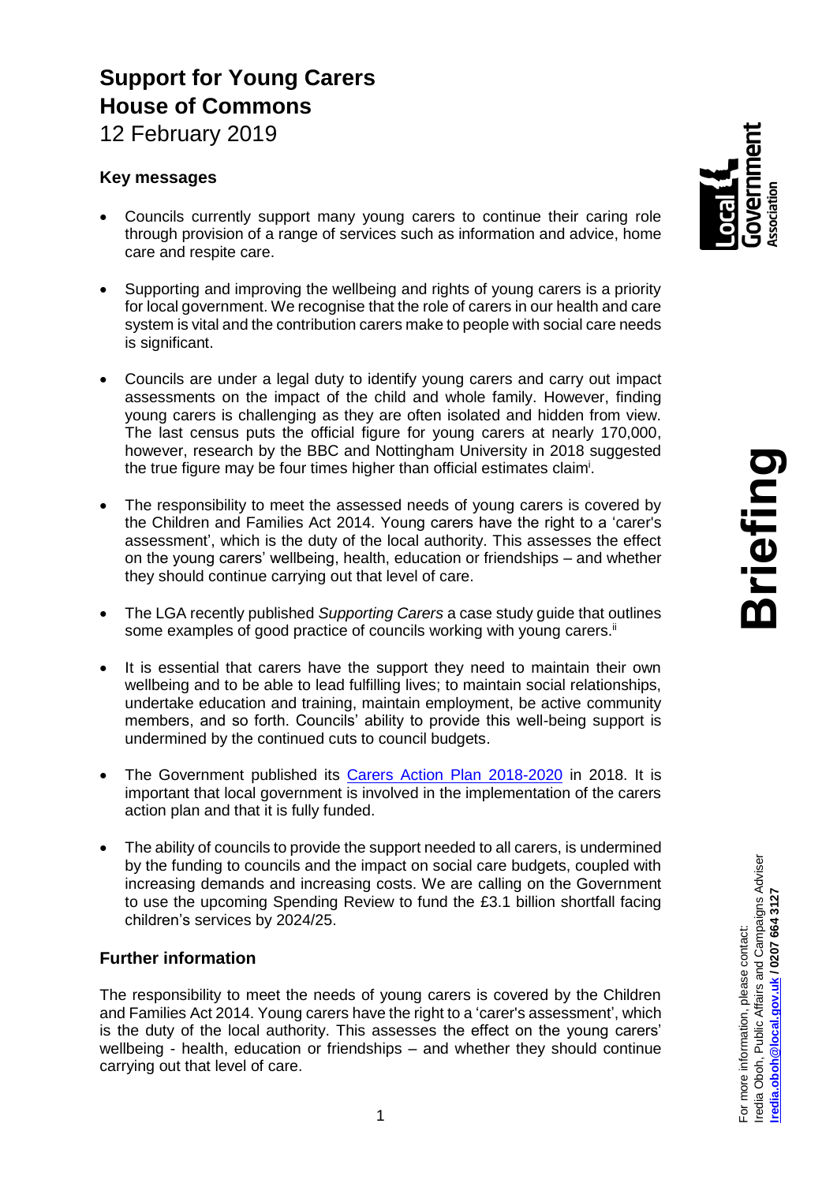# Support for Young Carers
# House of Commons
12 February 2019

### Key messages

- Councils currently support many young carers to continue their caring role through provision of a range of services such as information and advice, home care and respite care.

- Supporting and improving the wellbeing and rights of young carers is a priority for local government. We recognise that the role of carers in our health and care system is vital and the contribution carers make to people with social care needs is significant.

- Councils are under a legal duty to identify young carers and carry out impact assessments on the impact of the child and whole family. However, finding young carers is challenging as they are often isolated and hidden from view. The last census puts the official figure for young carers at nearly 170,000, however, research by the BBC and Nottingham University in 2018 suggested the true figure may be four times higher than official estimates claim[i].

- The responsibility to meet the assessed needs of young carers is covered by the Children and Families Act 2014. Young carers have the right to a 'carer's assessment', which is the duty of the local authority. This assesses the effect on the young carers' wellbeing, health, education or friendships – and whether they should continue carrying out that level of care.

- The LGA recently published *Supporting Carers* a case study guide that outlines some examples of good practice of councils working with young carers.[ii]

- It is essential that carers have the support they need to maintain their own wellbeing and to be able to lead fulfilling lives; to maintain social relationships, undertake education and training, maintain employment, be active community members, and so forth. Councils' ability to provide this well-being support is undermined by the continued cuts to council budgets.

- The Government published its [Carers Action Plan 2018-2020]() in 2018. It is important that local government is involved in the implementation of the carers action plan and that it is fully funded.

- The ability of councils to provide the support needed to all carers, is undermined by the funding to councils and the impact on social care budgets, coupled with increasing demands and increasing costs. We are calling on the Government to use the upcoming Spending Review to fund the £3.1 billion shortfall facing children's services by 2024/25.

### Further information

The responsibility to meet the needs of young carers is covered by the Children and Families Act 2014. Young carers have the right to a 'carer's assessment', which is the duty of the local authority. This assesses the effect on the young carers' wellbeing - health, education or friendships – and whether they should continue carrying out that level of care.

For more information, please contact:
Iredia Oboh, Public Affairs and Campaigns Adviser
**[Iredia.oboh@local.gov.uk]() / 0207 664 3127**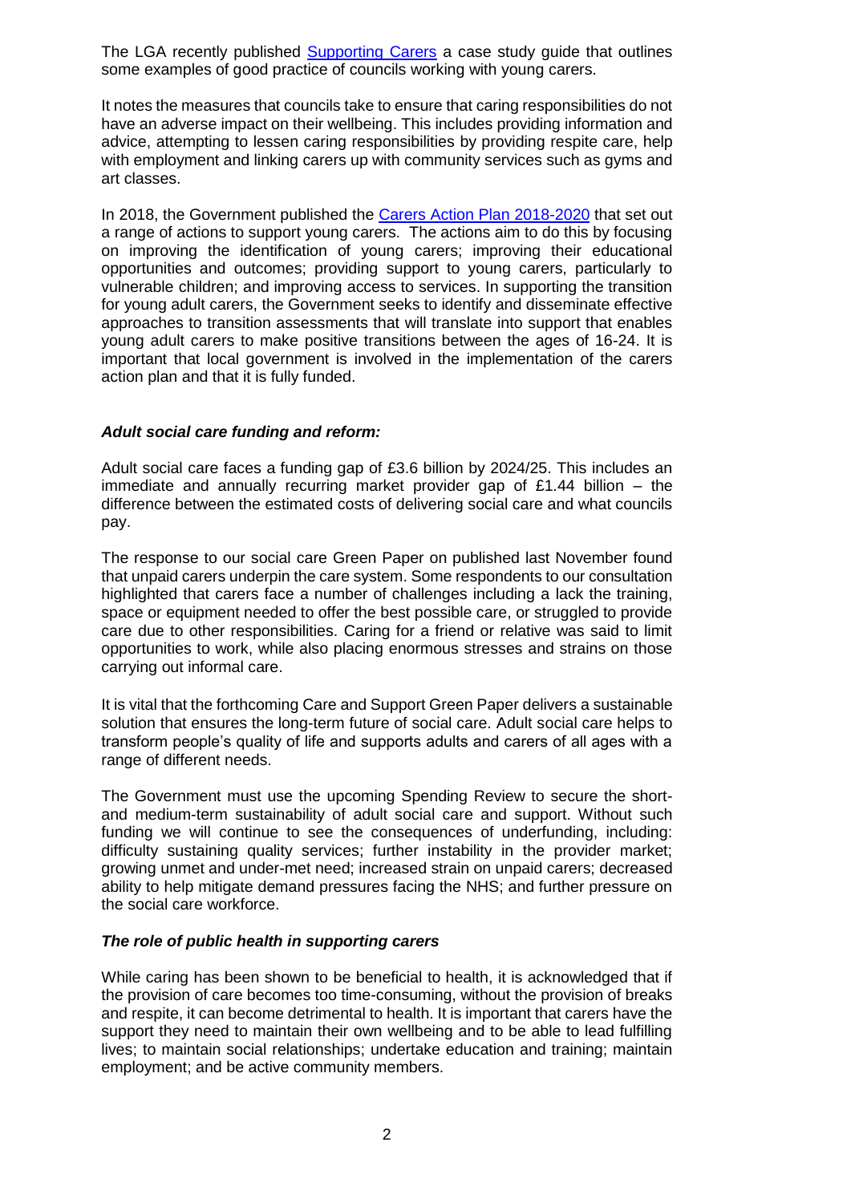The LGA recently published [Supporting Carers] a case study guide that outlines some examples of good practice of councils working with young carers.

It notes the measures that councils take to ensure that caring responsibilities do not have an adverse impact on their wellbeing. This includes providing information and advice, attempting to lessen caring responsibilities by providing respite care, help with employment and linking carers up with community services such as gyms and art classes.

In 2018, the Government published the [Carers Action Plan 2018-2020] that set out a range of actions to support young carers. The actions aim to do this by focusing on improving the identification of young carers; improving their educational opportunities and outcomes; providing support to young carers, particularly to vulnerable children; and improving access to services. In supporting the transition for young adult carers, the Government seeks to identify and disseminate effective approaches to transition assessments that will translate into support that enables young adult carers to make positive transitions between the ages of 16-24. It is important that local government is involved in the implementation of the carers action plan and that it is fully funded.

***Adult social care funding and reform:***

Adult social care faces a funding gap of £3.6 billion by 2024/25. This includes an immediate and annually recurring market provider gap of £1.44 billion – the difference between the estimated costs of delivering social care and what councils pay.

The response to our social care Green Paper on published last November found that unpaid carers underpin the care system. Some respondents to our consultation highlighted that carers face a number of challenges including a lack the training, space or equipment needed to offer the best possible care, or struggled to provide care due to other responsibilities. Caring for a friend or relative was said to limit opportunities to work, while also placing enormous stresses and strains on those carrying out informal care.

It is vital that the forthcoming Care and Support Green Paper delivers a sustainable solution that ensures the long-term future of social care. Adult social care helps to transform people's quality of life and supports adults and carers of all ages with a range of different needs.

The Government must use the upcoming Spending Review to secure the short- and medium-term sustainability of adult social care and support. Without such funding we will continue to see the consequences of underfunding, including: difficulty sustaining quality services; further instability in the provider market; growing unmet and under-met need; increased strain on unpaid carers; decreased ability to help mitigate demand pressures facing the NHS; and further pressure on the social care workforce.

***The role of public health in supporting carers***

While caring has been shown to be beneficial to health, it is acknowledged that if the provision of care becomes too time-consuming, without the provision of breaks and respite, it can become detrimental to health. It is important that carers have the support they need to maintain their own wellbeing and to be able to lead fulfilling lives; to maintain social relationships; undertake education and training; maintain employment; and be active community members.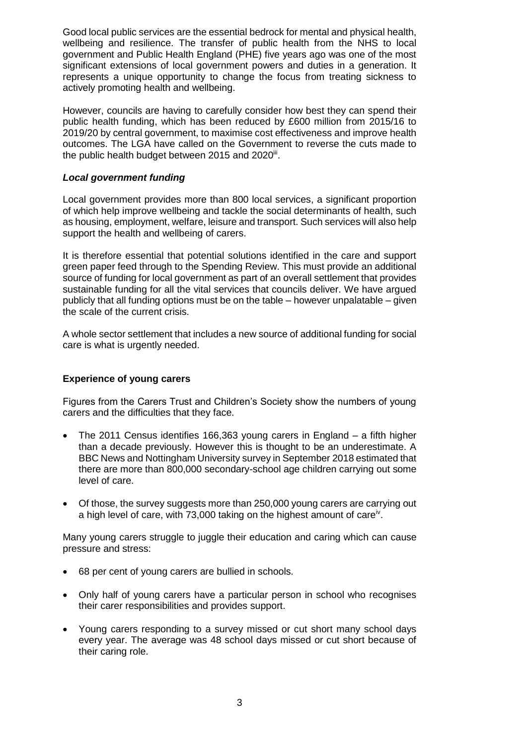Good local public services are the essential bedrock for mental and physical health, wellbeing and resilience. The transfer of public health from the NHS to local government and Public Health England (PHE) five years ago was one of the most significant extensions of local government powers and duties in a generation. It represents a unique opportunity to change the focus from treating sickness to actively promoting health and wellbeing.

However, councils are having to carefully consider how best they can spend their public health funding, which has been reduced by £600 million from 2015/16 to 2019/20 by central government, to maximise cost effectiveness and improve health outcomes. The LGA have called on the Government to reverse the cuts made to the public health budget between 2015 and 2020[iii].

### *Local government funding*

Local government provides more than 800 local services, a significant proportion of which help improve wellbeing and tackle the social determinants of health, such as housing, employment, welfare, leisure and transport. Such services will also help support the health and wellbeing of carers.

It is therefore essential that potential solutions identified in the care and support green paper feed through to the Spending Review. This must provide an additional source of funding for local government as part of an overall settlement that provides sustainable funding for all the vital services that councils deliver. We have argued publicly that all funding options must be on the table – however unpalatable – given the scale of the current crisis.

A whole sector settlement that includes a new source of additional funding for social care is what is urgently needed.

## Experience of young carers

Figures from the Carers Trust and Children's Society show the numbers of young carers and the difficulties that they face.

- The 2011 Census identifies 166,363 young carers in England – a fifth higher than a decade previously. However this is thought to be an underestimate. A BBC News and Nottingham University survey in September 2018 estimated that there are more than 800,000 secondary-school age children carrying out some level of care.
- Of those, the survey suggests more than 250,000 young carers are carrying out a high level of care, with 73,000 taking on the highest amount of care[iv].

Many young carers struggle to juggle their education and caring which can cause pressure and stress:

- 68 per cent of young carers are bullied in schools.
- Only half of young carers have a particular person in school who recognises their carer responsibilities and provides support.
- Young carers responding to a survey missed or cut short many school days every year. The average was 48 school days missed or cut short because of their caring role.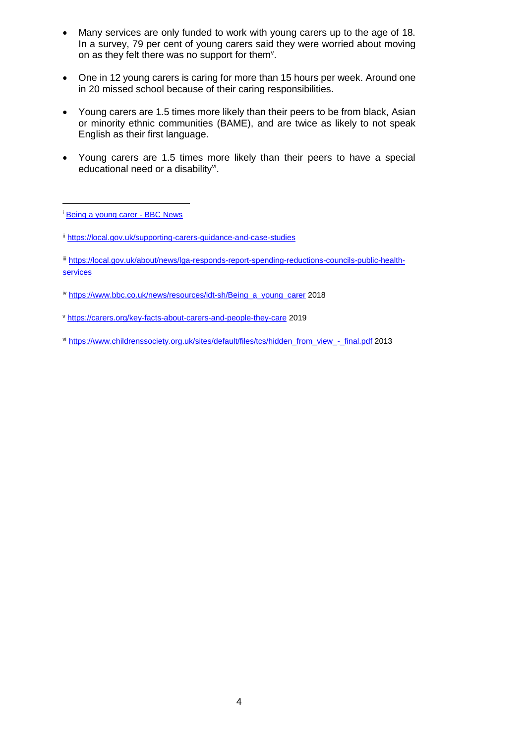- Many services are only funded to work with young carers up to the age of 18. In a survey, 79 per cent of young carers said they were worried about moving on as they felt there was no support for them[v].

- One in 12 young carers is caring for more than 15 hours per week. Around one in 20 missed school because of their caring responsibilities.

- Young carers are 1.5 times more likely than their peers to be from black, Asian or minority ethnic communities (BAME), and are twice as likely to not speak English as their first language.

- Young carers are 1.5 times more likely than their peers to have a special educational need or a disability[vi].

---

[i] Being a young carer - BBC News

[ii] https://local.gov.uk/supporting-carers-guidance-and-case-studies

[iii] https://local.gov.uk/about/news/lga-responds-report-spending-reductions-councils-public-health-services

[iv] https://www.bbc.co.uk/news/resources/idt-sh/Being_a_young_carer 2018

[v] https://carers.org/key-facts-about-carers-and-people-they-care 2019

[vi] https://www.childrenssociety.org.uk/sites/default/files/tcs/hidden_from_view_-_final.pdf 2013